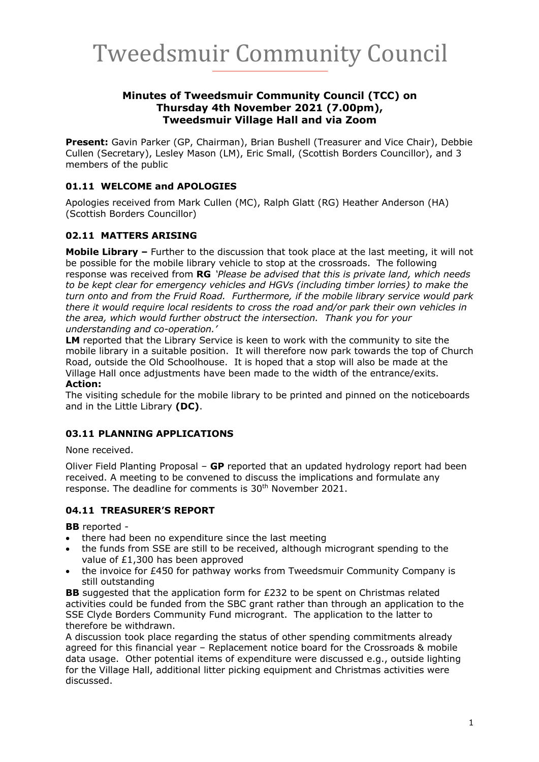# Tweedsmuir Community Council

## Minutes of Tweedsmuir Community Council (TCC) on Thursday 4th November 2021 (7.00pm), Tweedsmuir Village Hall and via Zoom

**Present:** Gavin Parker (GP, Chairman), Brian Bushell (Treasurer and Vice Chair), Debbie Cullen (Secretary), Lesley Mason (LM), Eric Small, (Scottish Borders Councillor), and 3 members of the public

### 01.11 WELCOME and APOLOGIES

Apologies received from Mark Cullen (MC), Ralph Glatt (RG) Heather Anderson (HA) (Scottish Borders Councillor)

### 02.11 MATTERS ARISING

**Mobile Library –** Further to the discussion that took place at the last meeting, it will not be possible for the mobile library vehicle to stop at the crossroads. The following response was received from **RG** *'Please be advised that this is private land, which needs to be kept clear for emergency vehicles and HGVs (including timber lorries) to make the turn onto and from the Fruid Road. Furthermore, if the mobile library service would park there it would require local residents to cross the road and/or park their own vehicles in the area, which would further obstruct the intersection. Thank you for your understanding and co-operation.'*

**LM** reported that the Library Service is keen to work with the community to site the mobile library in a suitable position. It will therefore now park towards the top of Church Road, outside the Old Schoolhouse. It is hoped that a stop will also be made at the Village Hall once adjustments have been made to the width of the entrance/exits.

**Action:**

The visiting schedule for the mobile library to be printed and pinned on the noticeboards and in the Little Library **(DC)**.

### 03.11 PLANNING APPLICATIONS

None received.

Oliver Field Planting Proposal – **GP** reported that an updated hydrology report had been received. A meeting to be convened to discuss the implications and formulate any response. The deadline for comments is 30th November 2021.

### 04.11 TREASURER'S REPORT

**BB** reported -

- there had been no expenditure since the last meeting
- the funds from SSE are still to be received, although microgrant spending to the value of £1,300 has been approved
- the invoice for £450 for pathway works from Tweedsmuir Community Company is still outstanding

**BB** suggested that the application form for £232 to be spent on Christmas related activities could be funded from the SBC grant rather than through an application to the SSE Clyde Borders Community Fund microgrant. The application to the latter to therefore be withdrawn.

A discussion took place regarding the status of other spending commitments already agreed for this financial year – Replacement notice board for the Crossroads & mobile data usage. Other potential items of expenditure were discussed e.g., outside lighting for the Village Hall, additional litter picking equipment and Christmas activities were discussed.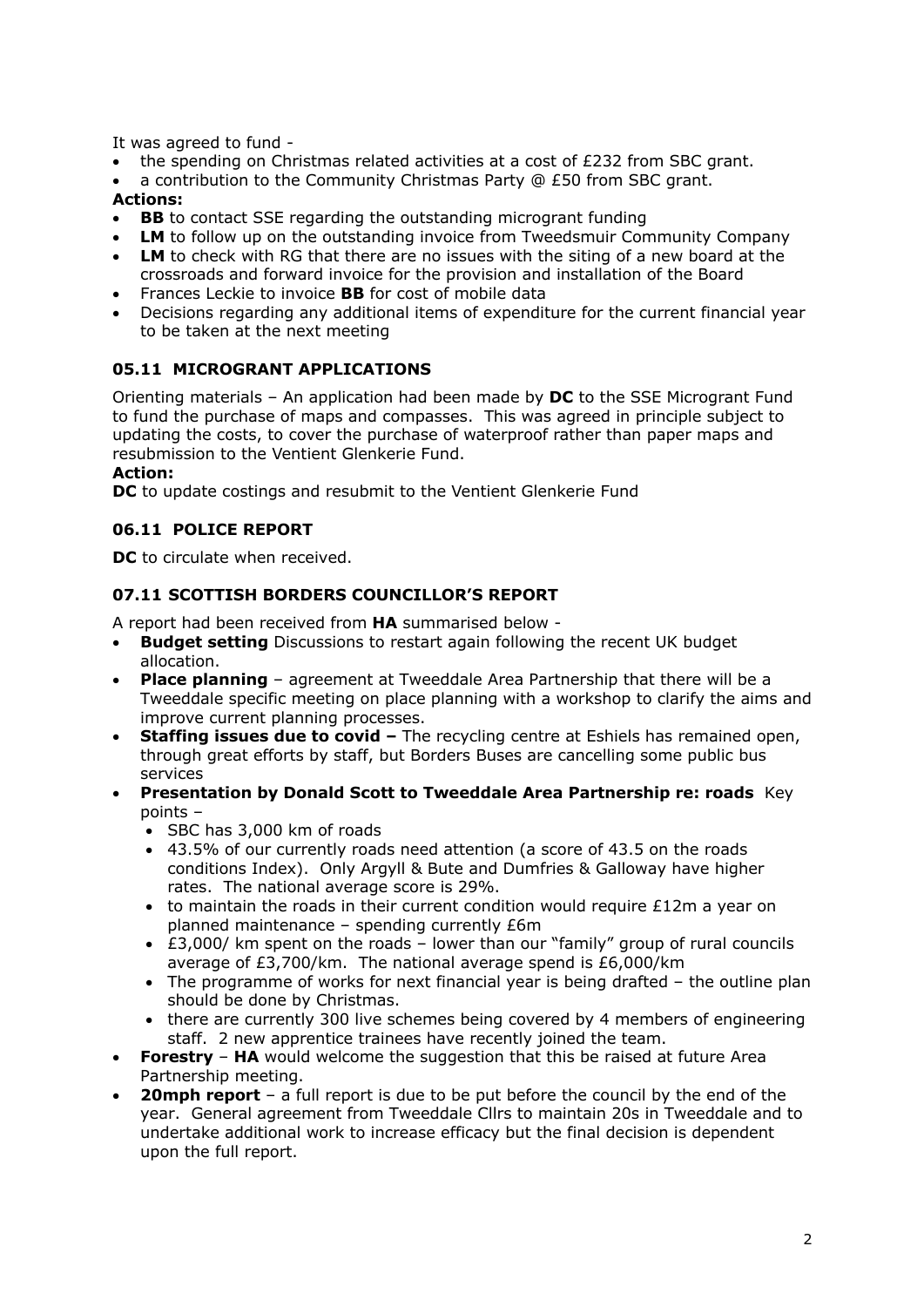It was agreed to fund -

- the spending on Christmas related activities at a cost of £232 from SBC grant.
- a contribution to the Community Christmas Party @ £50 from SBC grant.

**Actions:**

- **BB** to contact SSE regarding the outstanding microgrant funding
- **LM** to follow up on the outstanding invoice from Tweedsmuir Community Company
- **LM** to check with RG that there are no issues with the siting of a new board at the crossroads and forward invoice for the provision and installation of the Board
- Frances Leckie to invoice **BB** for cost of mobile data
- Decisions regarding any additional items of expenditure for the current financial year to be taken at the next meeting

### 05.11 MICROGRANT APPLICATIONS

Orienting materials – An application had been made by **DC** to the SSE Microgrant Fund to fund the purchase of maps and compasses. This was agreed in principle subject to updating the costs, to cover the purchase of waterproof rather than paper maps and resubmission to the Ventient Glenkerie Fund.

**Action:**

**DC** to update costings and resubmit to the Ventient Glenkerie Fund

### 06.11 POLICE REPORT

**DC** to circulate when received.

### 07.11 SCOTTISH BORDERS COUNCILLOR'S REPORT

A report had been received from **HA** summarised below -

- **Budget setting** Discussions to restart again following the recent UK budget allocation.
- **Place planning** – agreement at Tweeddale Area Partnership that there will be a Tweeddale specific meeting on place planning with a workshop to clarify the aims and improve current planning processes.
- **Staffing issues due to covid –** The recycling centre at Eshiels has remained open, through great efforts by staff, but Borders Buses are cancelling some public bus services
- **Presentation by Donald Scott to Tweeddale Area Partnership re: roads** Key points –
  - SBC has 3,000 km of roads
  - 43.5% of our currently roads need attention (a score of 43.5 on the roads conditions Index). Only Argyll & Bute and Dumfries & Galloway have higher rates. The national average score is 29%.
  - to maintain the roads in their current condition would require £12m a year on planned maintenance – spending currently £6m
  - £3,000/ km spent on the roads – lower than our "family" group of rural councils average of £3,700/km. The national average spend is £6,000/km
  - The programme of works for next financial year is being drafted – the outline plan should be done by Christmas.
  - there are currently 300 live schemes being covered by 4 members of engineering staff. 2 new apprentice trainees have recently joined the team.
- **Forestry** – **HA** would welcome the suggestion that this be raised at future Area Partnership meeting.
- **20mph report** – a full report is due to be put before the council by the end of the year. General agreement from Tweeddale Cllrs to maintain 20s in Tweeddale and to undertake additional work to increase efficacy but the final decision is dependent upon the full report.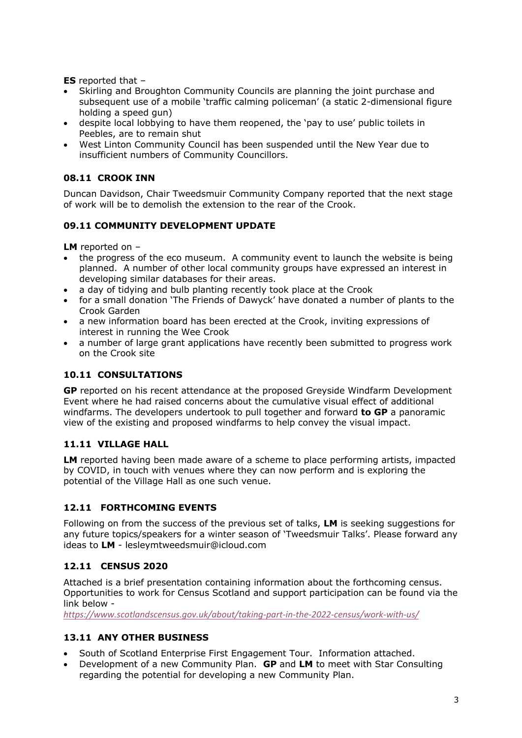**ES** reported that –

- Skirling and Broughton Community Councils are planning the joint purchase and subsequent use of a mobile 'traffic calming policeman' (a static 2-dimensional figure holding a speed gun)
- despite local lobbying to have them reopened, the 'pay to use' public toilets in Peebles, are to remain shut
- West Linton Community Council has been suspended until the New Year due to insufficient numbers of Community Councillors.

### 08.11 CROOK INN

Duncan Davidson, Chair Tweedsmuir Community Company reported that the next stage of work will be to demolish the extension to the rear of the Crook.

### 09.11 COMMUNITY DEVELOPMENT UPDATE

**LM** reported on –

- the progress of the eco museum. A community event to launch the website is being planned. A number of other local community groups have expressed an interest in developing similar databases for their areas.
- a day of tidying and bulb planting recently took place at the Crook
- for a small donation 'The Friends of Dawyck' have donated a number of plants to the Crook Garden
- a new information board has been erected at the Crook, inviting expressions of interest in running the Wee Crook
- a number of large grant applications have recently been submitted to progress work on the Crook site

### 10.11 CONSULTATIONS

**GP** reported on his recent attendance at the proposed Greyside Windfarm Development Event where he had raised concerns about the cumulative visual effect of additional windfarms. The developers undertook to pull together and forward **to GP** a panoramic view of the existing and proposed windfarms to help convey the visual impact.

### 11.11 VILLAGE HALL

**LM** reported having been made aware of a scheme to place performing artists, impacted by COVID, in touch with venues where they can now perform and is exploring the potential of the Village Hall as one such venue.

### 12.11 FORTHCOMING EVENTS

Following on from the success of the previous set of talks, **LM** is seeking suggestions for any future topics/speakers for a winter season of 'Tweedsmuir Talks'. Please forward any ideas to **LM** - lesleymtweedsmuir@icloud.com

### 12.11 CENSUS 2020

Attached is a brief presentation containing information about the forthcoming census. Opportunities to work for Census Scotland and support participation can be found via the link below -
*https://www.scotlandscensus.gov.uk/about/taking-part-in-the-2022-census/work-with-us/*

### 13.11 ANY OTHER BUSINESS

- South of Scotland Enterprise First Engagement Tour. Information attached.
- Development of a new Community Plan. **GP** and **LM** to meet with Star Consulting regarding the potential for developing a new Community Plan.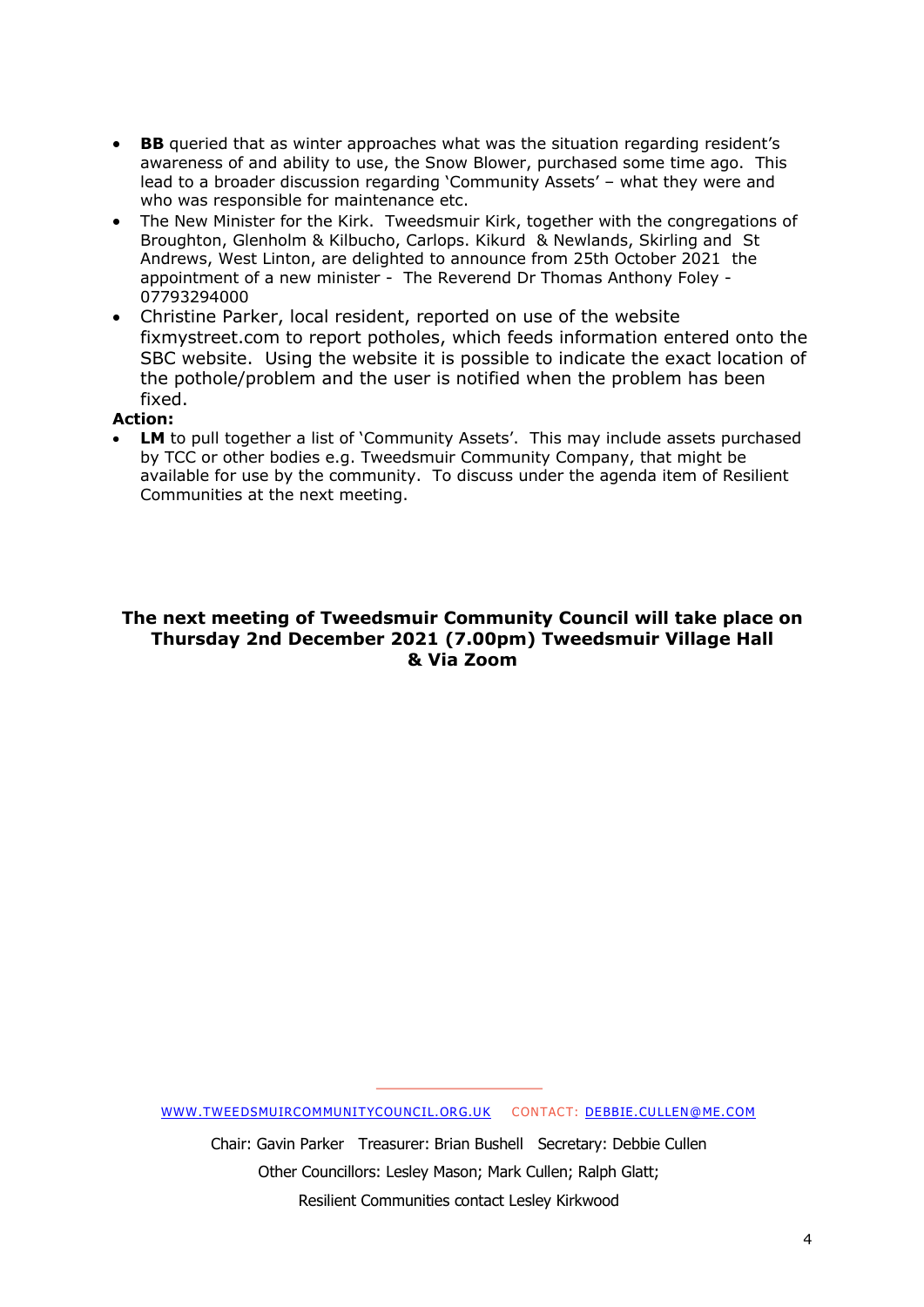- **BB** queried that as winter approaches what was the situation regarding resident's awareness of and ability to use, the Snow Blower, purchased some time ago. This lead to a broader discussion regarding 'Community Assets' – what they were and who was responsible for maintenance etc.
- The New Minister for the Kirk. Tweedsmuir Kirk, together with the congregations of Broughton, Glenholm & Kilbucho, Carlops. Kikurd & Newlands, Skirling and St Andrews, West Linton, are delighted to announce from 25th October 2021 the appointment of a new minister - The Reverend Dr Thomas Anthony Foley - 07793294000
- Christine Parker, local resident, reported on use of the website fixmystreet.com to report potholes, which feeds information entered onto the SBC website. Using the website it is possible to indicate the exact location of the pothole/problem and the user is notified when the problem has been fixed.

**Action:**

- **LM** to pull together a list of 'Community Assets'. This may include assets purchased by TCC or other bodies e.g. Tweedsmuir Community Company, that might be available for use by the community. To discuss under the agenda item of Resilient Communities at the next meeting.

**The next meeting of Tweedsmuir Community Council will take place on Thursday 2nd December 2021 (7.00pm) Tweedsmuir Village Hall & Via Zoom**

WWW.TWEEDSMUIRCOMMUNITYCOUNCIL.ORG.UK CONTACT: DEBBIE.CULLEN@ME.COM

Chair: Gavin Parker Treasurer: Brian Bushell Secretary: Debbie Cullen

Other Councillors: Lesley Mason; Mark Cullen; Ralph Glatt;

Resilient Communities contact Lesley Kirkwood